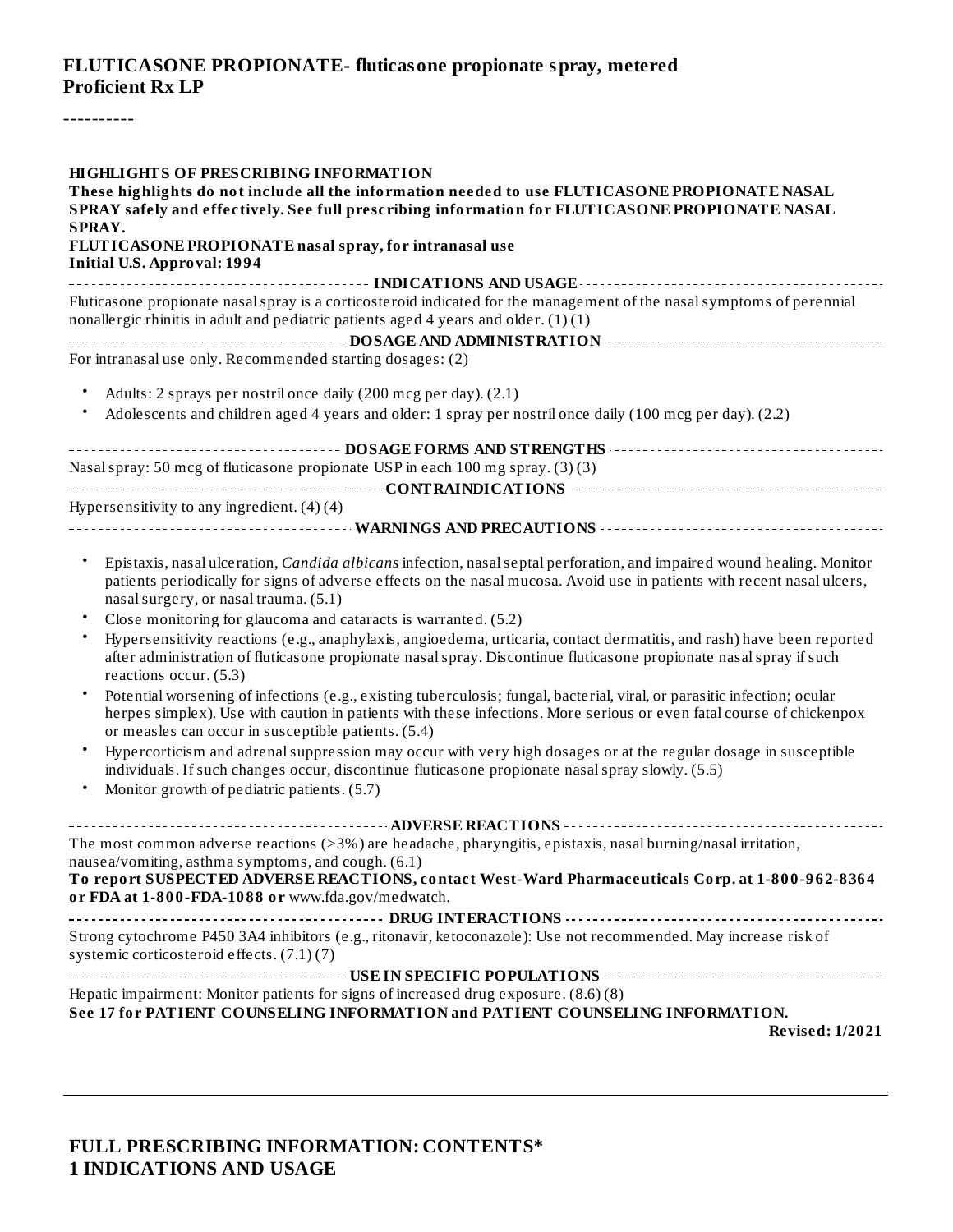# FLUTICASONE PROPIONATE- fluticasone propionate spray, metered
**Proficient Rx LP**

----------

**HIGHLIGHTS OF PRESCRIBING INFORMATION**
**These highlights do not include all the information needed to use FLUTICASONE PROPIONATE NASAL SPRAY safely and effectively. See full prescribing information for FLUTICASONE PROPIONATE NASAL SPRAY.**
**FLUTICASONE PROPIONATE nasal spray, for intranasal use**
**Initial U.S. Approval: 1994**

**INDICATIONS AND USAGE**

Fluticasone propionate nasal spray is a corticosteroid indicated for the management of the nasal symptoms of perennial nonallergic rhinitis in adult and pediatric patients aged 4 years and older. (1) (1)

**DOSAGE AND ADMINISTRATION**

For intranasal use only. Recommended starting dosages: (2)

- Adults: 2 sprays per nostril once daily (200 mcg per day). (2.1)
- Adolescents and children aged 4 years and older: 1 spray per nostril once daily (100 mcg per day). (2.2)

**DOSAGE FORMS AND STRENGTHS**

Nasal spray: 50 mcg of fluticasone propionate USP in each 100 mg spray. (3) (3)

**CONTRAINDICATIONS**

Hypersensitivity to any ingredient. (4) (4)

**WARNINGS AND PRECAUTIONS**

- Epistaxis, nasal ulceration, *Candida albicans* infection, nasal septal perforation, and impaired wound healing. Monitor patients periodically for signs of adverse effects on the nasal mucosa. Avoid use in patients with recent nasal ulcers, nasal surgery, or nasal trauma. (5.1)
- Close monitoring for glaucoma and cataracts is warranted. (5.2)
- Hypersensitivity reactions (e.g., anaphylaxis, angioedema, urticaria, contact dermatitis, and rash) have been reported after administration of fluticasone propionate nasal spray. Discontinue fluticasone propionate nasal spray if such reactions occur. (5.3)
- Potential worsening of infections (e.g., existing tuberculosis; fungal, bacterial, viral, or parasitic infection; ocular herpes simplex). Use with caution in patients with these infections. More serious or even fatal course of chickenpox or measles can occur in susceptible patients. (5.4)
- Hypercorticism and adrenal suppression may occur with very high dosages or at the regular dosage in susceptible individuals. If such changes occur, discontinue fluticasone propionate nasal spray slowly. (5.5)
- Monitor growth of pediatric patients. (5.7)

**ADVERSE REACTIONS**

The most common adverse reactions (>3%) are headache, pharyngitis, epistaxis, nasal burning/nasal irritation, nausea/vomiting, asthma symptoms, and cough. (6.1)

**To report SUSPECTED ADVERSE REACTIONS, contact West-Ward Pharmaceuticals Corp. at 1-800-962-8364 or FDA at 1-800-FDA-1088 or** www.fda.gov/medwatch.

**DRUG INTERACTIONS**

Strong cytochrome P450 3A4 inhibitors (e.g., ritonavir, ketoconazole): Use not recommended. May increase risk of systemic corticosteroid effects. (7.1) (7)

**USE IN SPECIFIC POPULATIONS**

Hepatic impairment: Monitor patients for signs of increased drug exposure. (8.6) (8)

**See 17 for PATIENT COUNSELING INFORMATION and PATIENT COUNSELING INFORMATION.**

**Revised: 1/2021**

## FULL PRESCRIBING INFORMATION: CONTENTS*
## 1 INDICATIONS AND USAGE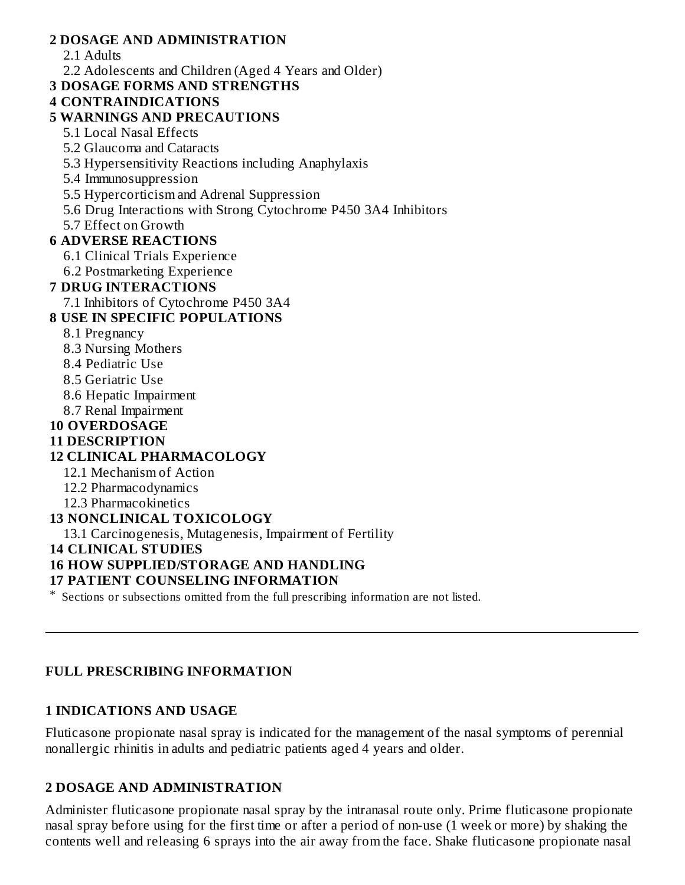**2 DOSAGE AND ADMINISTRATION**
- 2.1 Adults
- 2.2 Adolescents and Children (Aged 4 Years and Older)

**3 DOSAGE FORMS AND STRENGTHS**

**4 CONTRAINDICATIONS**

**5 WARNINGS AND PRECAUTIONS**
- 5.1 Local Nasal Effects
- 5.2 Glaucoma and Cataracts
- 5.3 Hypersensitivity Reactions including Anaphylaxis
- 5.4 Immunosuppression
- 5.5 Hypercorticism and Adrenal Suppression
- 5.6 Drug Interactions with Strong Cytochrome P450 3A4 Inhibitors
- 5.7 Effect on Growth

**6 ADVERSE REACTIONS**
- 6.1 Clinical Trials Experience
- 6.2 Postmarketing Experience

**7 DRUG INTERACTIONS**
- 7.1 Inhibitors of Cytochrome P450 3A4

**8 USE IN SPECIFIC POPULATIONS**
- 8.1 Pregnancy
- 8.3 Nursing Mothers
- 8.4 Pediatric Use
- 8.5 Geriatric Use
- 8.6 Hepatic Impairment
- 8.7 Renal Impairment

**10 OVERDOSAGE**

**11 DESCRIPTION**

**12 CLINICAL PHARMACOLOGY**
- 12.1 Mechanism of Action
- 12.2 Pharmacodynamics
- 12.3 Pharmacokinetics

**13 NONCLINICAL TOXICOLOGY**
- 13.1 Carcinogenesis, Mutagenesis, Impairment of Fertility

**14 CLINICAL STUDIES**

**16 HOW SUPPLIED/STORAGE AND HANDLING**

**17 PATIENT COUNSELING INFORMATION**

\* Sections or subsections omitted from the full prescribing information are not listed.

---

## FULL PRESCRIBING INFORMATION

### 1 INDICATIONS AND USAGE

Fluticasone propionate nasal spray is indicated for the management of the nasal symptoms of perennial nonallergic rhinitis in adults and pediatric patients aged 4 years and older.

### 2 DOSAGE AND ADMINISTRATION

Administer fluticasone propionate nasal spray by the intranasal route only. Prime fluticasone propionate nasal spray before using for the first time or after a period of non-use (1 week or more) by shaking the contents well and releasing 6 sprays into the air away from the face. Shake fluticasone propionate nasal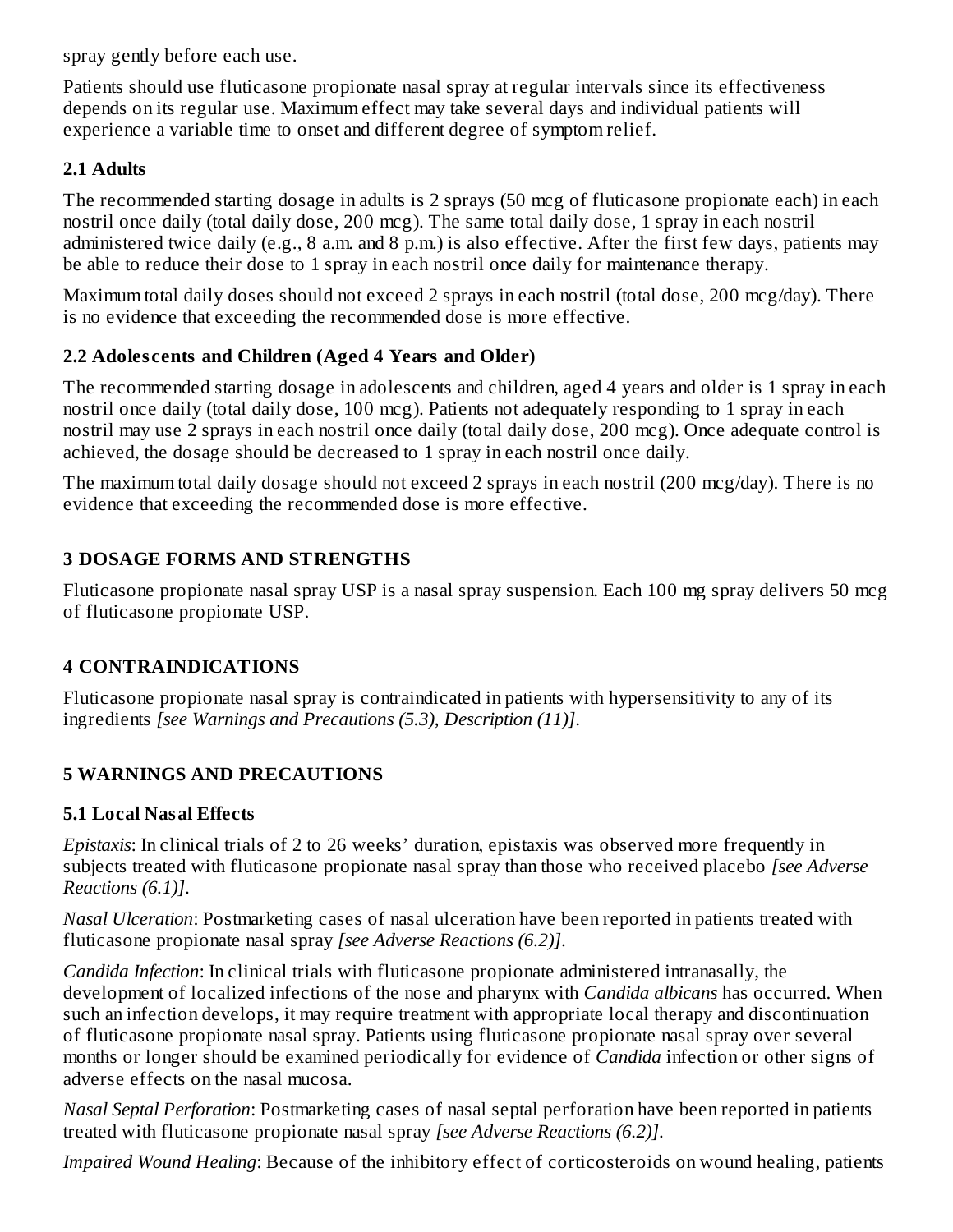spray gently before each use.

Patients should use fluticasone propionate nasal spray at regular intervals since its effectiveness depends on its regular use. Maximum effect may take several days and individual patients will experience a variable time to onset and different degree of symptom relief.

### 2.1 Adults

The recommended starting dosage in adults is 2 sprays (50 mcg of fluticasone propionate each) in each nostril once daily (total daily dose, 200 mcg). The same total daily dose, 1 spray in each nostril administered twice daily (e.g., 8 a.m. and 8 p.m.) is also effective. After the first few days, patients may be able to reduce their dose to 1 spray in each nostril once daily for maintenance therapy.

Maximum total daily doses should not exceed 2 sprays in each nostril (total dose, 200 mcg/day). There is no evidence that exceeding the recommended dose is more effective.

### 2.2 Adolescents and Children (Aged 4 Years and Older)

The recommended starting dosage in adolescents and children, aged 4 years and older is 1 spray in each nostril once daily (total daily dose, 100 mcg). Patients not adequately responding to 1 spray in each nostril may use 2 sprays in each nostril once daily (total daily dose, 200 mcg). Once adequate control is achieved, the dosage should be decreased to 1 spray in each nostril once daily.

The maximum total daily dosage should not exceed 2 sprays in each nostril (200 mcg/day). There is no evidence that exceeding the recommended dose is more effective.

## 3 DOSAGE FORMS AND STRENGTHS

Fluticasone propionate nasal spray USP is a nasal spray suspension. Each 100 mg spray delivers 50 mcg of fluticasone propionate USP.

## 4 CONTRAINDICATIONS

Fluticasone propionate nasal spray is contraindicated in patients with hypersensitivity to any of its ingredients *[see Warnings and Precautions (5.3), Description (11)]*.

## 5 WARNINGS AND PRECAUTIONS

### 5.1 Local Nasal Effects

*Epistaxis*: In clinical trials of 2 to 26 weeks' duration, epistaxis was observed more frequently in subjects treated with fluticasone propionate nasal spray than those who received placebo *[see Adverse Reactions (6.1)]*.

*Nasal Ulceration*: Postmarketing cases of nasal ulceration have been reported in patients treated with fluticasone propionate nasal spray *[see Adverse Reactions (6.2)]*.

*Candida Infection*: In clinical trials with fluticasone propionate administered intranasally, the development of localized infections of the nose and pharynx with *Candida albicans* has occurred. When such an infection develops, it may require treatment with appropriate local therapy and discontinuation of fluticasone propionate nasal spray. Patients using fluticasone propionate nasal spray over several months or longer should be examined periodically for evidence of *Candida* infection or other signs of adverse effects on the nasal mucosa.

*Nasal Septal Perforation*: Postmarketing cases of nasal septal perforation have been reported in patients treated with fluticasone propionate nasal spray *[see Adverse Reactions (6.2)]*.

*Impaired Wound Healing*: Because of the inhibitory effect of corticosteroids on wound healing, patients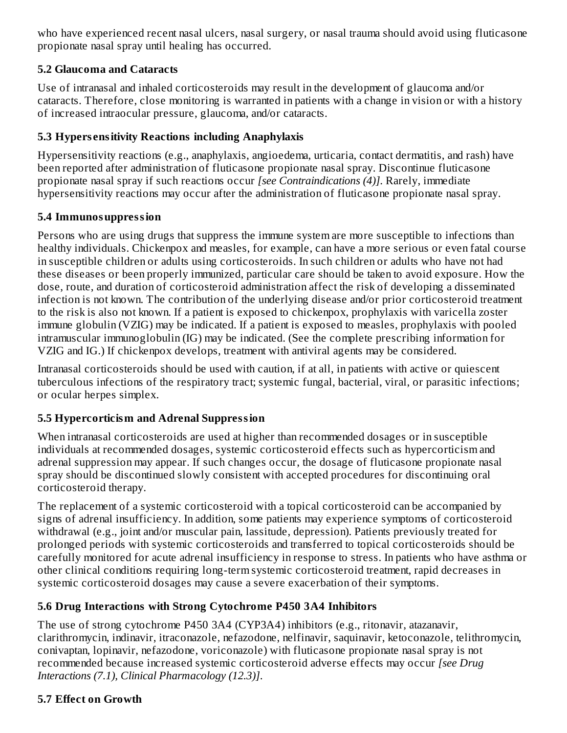who have experienced recent nasal ulcers, nasal surgery, or nasal trauma should avoid using fluticasone propionate nasal spray until healing has occurred.

### 5.2 Glaucoma and Cataracts

Use of intranasal and inhaled corticosteroids may result in the development of glaucoma and/or cataracts. Therefore, close monitoring is warranted in patients with a change in vision or with a history of increased intraocular pressure, glaucoma, and/or cataracts.

### 5.3 Hypersensitivity Reactions including Anaphylaxis

Hypersensitivity reactions (e.g., anaphylaxis, angioedema, urticaria, contact dermatitis, and rash) have been reported after administration of fluticasone propionate nasal spray. Discontinue fluticasone propionate nasal spray if such reactions occur *[see Contraindications (4)]*. Rarely, immediate hypersensitivity reactions may occur after the administration of fluticasone propionate nasal spray.

### 5.4 Immunosuppression

Persons who are using drugs that suppress the immune system are more susceptible to infections than healthy individuals. Chickenpox and measles, for example, can have a more serious or even fatal course in susceptible children or adults using corticosteroids. In such children or adults who have not had these diseases or been properly immunized, particular care should be taken to avoid exposure. How the dose, route, and duration of corticosteroid administration affect the risk of developing a disseminated infection is not known. The contribution of the underlying disease and/or prior corticosteroid treatment to the risk is also not known. If a patient is exposed to chickenpox, prophylaxis with varicella zoster immune globulin (VZIG) may be indicated. If a patient is exposed to measles, prophylaxis with pooled intramuscular immunoglobulin (IG) may be indicated. (See the complete prescribing information for VZIG and IG.) If chickenpox develops, treatment with antiviral agents may be considered.

Intranasal corticosteroids should be used with caution, if at all, in patients with active or quiescent tuberculous infections of the respiratory tract; systemic fungal, bacterial, viral, or parasitic infections; or ocular herpes simplex.

### 5.5 Hypercorticism and Adrenal Suppression

When intranasal corticosteroids are used at higher than recommended dosages or in susceptible individuals at recommended dosages, systemic corticosteroid effects such as hypercorticism and adrenal suppression may appear. If such changes occur, the dosage of fluticasone propionate nasal spray should be discontinued slowly consistent with accepted procedures for discontinuing oral corticosteroid therapy.

The replacement of a systemic corticosteroid with a topical corticosteroid can be accompanied by signs of adrenal insufficiency. In addition, some patients may experience symptoms of corticosteroid withdrawal (e.g., joint and/or muscular pain, lassitude, depression). Patients previously treated for prolonged periods with systemic corticosteroids and transferred to topical corticosteroids should be carefully monitored for acute adrenal insufficiency in response to stress. In patients who have asthma or other clinical conditions requiring long-term systemic corticosteroid treatment, rapid decreases in systemic corticosteroid dosages may cause a severe exacerbation of their symptoms.

### 5.6 Drug Interactions with Strong Cytochrome P450 3A4 Inhibitors

The use of strong cytochrome P450 3A4 (CYP3A4) inhibitors (e.g., ritonavir, atazanavir, clarithromycin, indinavir, itraconazole, nefazodone, nelfinavir, saquinavir, ketoconazole, telithromycin, conivaptan, lopinavir, nefazodone, voriconazole) with fluticasone propionate nasal spray is not recommended because increased systemic corticosteroid adverse effects may occur *[see Drug Interactions (7.1), Clinical Pharmacology (12.3)]*.

### 5.7 Effect on Growth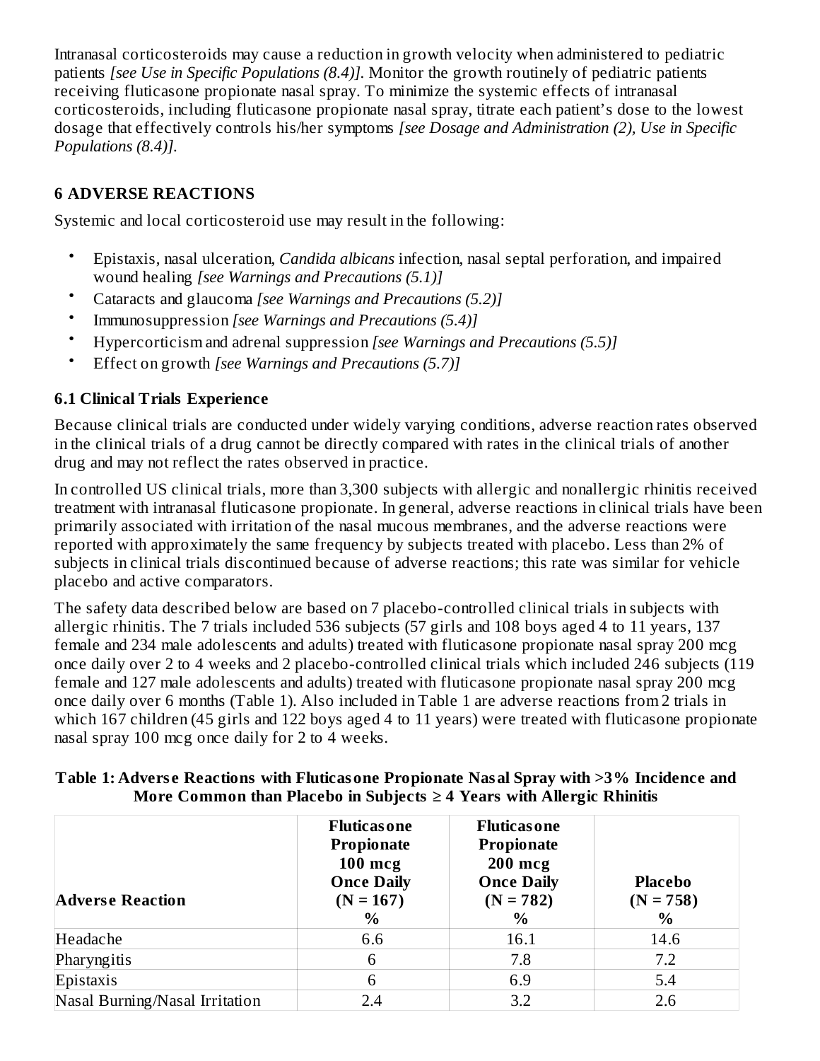Intranasal corticosteroids may cause a reduction in growth velocity when administered to pediatric patients *[see Use in Specific Populations (8.4)]*. Monitor the growth routinely of pediatric patients receiving fluticasone propionate nasal spray. To minimize the systemic effects of intranasal corticosteroids, including fluticasone propionate nasal spray, titrate each patient's dose to the lowest dosage that effectively controls his/her symptoms *[see Dosage and Administration (2), Use in Specific Populations (8.4)]*.

## 6 ADVERSE REACTIONS

Systemic and local corticosteroid use may result in the following:

- Epistaxis, nasal ulceration, *Candida albicans* infection, nasal septal perforation, and impaired wound healing *[see Warnings and Precautions (5.1)]*
- Cataracts and glaucoma *[see Warnings and Precautions (5.2)]*
- Immunosuppression *[see Warnings and Precautions (5.4)]*
- Hypercorticism and adrenal suppression *[see Warnings and Precautions (5.5)]*
- Effect on growth *[see Warnings and Precautions (5.7)]*

### 6.1 Clinical Trials Experience

Because clinical trials are conducted under widely varying conditions, adverse reaction rates observed in the clinical trials of a drug cannot be directly compared with rates in the clinical trials of another drug and may not reflect the rates observed in practice.

In controlled US clinical trials, more than 3,300 subjects with allergic and nonallergic rhinitis received treatment with intranasal fluticasone propionate. In general, adverse reactions in clinical trials have been primarily associated with irritation of the nasal mucous membranes, and the adverse reactions were reported with approximately the same frequency by subjects treated with placebo. Less than 2% of subjects in clinical trials discontinued because of adverse reactions; this rate was similar for vehicle placebo and active comparators.

The safety data described below are based on 7 placebo-controlled clinical trials in subjects with allergic rhinitis. The 7 trials included 536 subjects (57 girls and 108 boys aged 4 to 11 years, 137 female and 234 male adolescents and adults) treated with fluticasone propionate nasal spray 200 mcg once daily over 2 to 4 weeks and 2 placebo-controlled clinical trials which included 246 subjects (119 female and 127 male adolescents and adults) treated with fluticasone propionate nasal spray 200 mcg once daily over 6 months (Table 1). Also included in Table 1 are adverse reactions from 2 trials in which 167 children (45 girls and 122 boys aged 4 to 11 years) were treated with fluticasone propionate nasal spray 100 mcg once daily for 2 to 4 weeks.

**Table 1: Adverse Reactions with Fluticasone Propionate Nasal Spray with >3% Incidence and More Common than Placebo in Subjects ≥ 4 Years with Allergic Rhinitis**

| Adverse Reaction | Fluticasone Propionate 100 mcg Once Daily (N = 167) % | Fluticasone Propionate 200 mcg Once Daily (N = 782) % | Placebo (N = 758) % |
|---|---|---|---|
| Headache | 6.6 | 16.1 | 14.6 |
| Pharyngitis | 6 | 7.8 | 7.2 |
| Epistaxis | 6 | 6.9 | 5.4 |
| Nasal Burning/Nasal Irritation | 2.4 | 3.2 | 2.6 |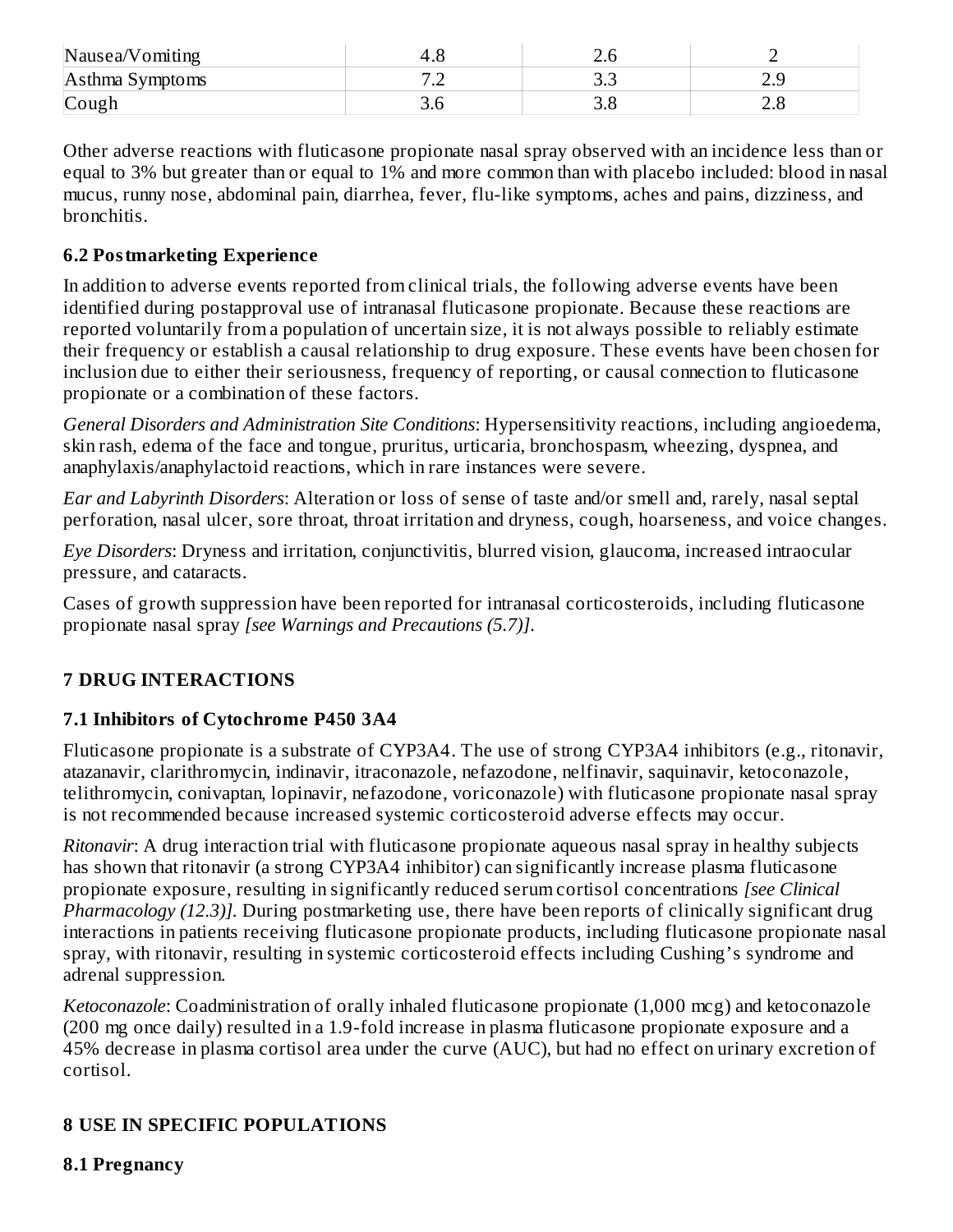| Nausea/Vomiting | 4.8 | 2.6 | 2 |
| --- | --- | --- | --- |
| Asthma Symptoms | 7.2 | 3.3 | 2.9 |
| Cough | 3.6 | 3.8 | 2.8 |

Other adverse reactions with fluticasone propionate nasal spray observed with an incidence less than or equal to 3% but greater than or equal to 1% and more common than with placebo included: blood in nasal mucus, runny nose, abdominal pain, diarrhea, fever, flu-like symptoms, aches and pains, dizziness, and bronchitis.

### 6.2 Postmarketing Experience

In addition to adverse events reported from clinical trials, the following adverse events have been identified during postapproval use of intranasal fluticasone propionate. Because these reactions are reported voluntarily from a population of uncertain size, it is not always possible to reliably estimate their frequency or establish a causal relationship to drug exposure. These events have been chosen for inclusion due to either their seriousness, frequency of reporting, or causal connection to fluticasone propionate or a combination of these factors.

*General Disorders and Administration Site Conditions*: Hypersensitivity reactions, including angioedema, skin rash, edema of the face and tongue, pruritus, urticaria, bronchospasm, wheezing, dyspnea, and anaphylaxis/anaphylactoid reactions, which in rare instances were severe.

*Ear and Labyrinth Disorders*: Alteration or loss of sense of taste and/or smell and, rarely, nasal septal perforation, nasal ulcer, sore throat, throat irritation and dryness, cough, hoarseness, and voice changes.

*Eye Disorders*: Dryness and irritation, conjunctivitis, blurred vision, glaucoma, increased intraocular pressure, and cataracts.

Cases of growth suppression have been reported for intranasal corticosteroids, including fluticasone propionate nasal spray *[see Warnings and Precautions (5.7)]*.

## 7 DRUG INTERACTIONS

### 7.1 Inhibitors of Cytochrome P450 3A4

Fluticasone propionate is a substrate of CYP3A4. The use of strong CYP3A4 inhibitors (e.g., ritonavir, atazanavir, clarithromycin, indinavir, itraconazole, nefazodone, nelfinavir, saquinavir, ketoconazole, telithromycin, conivaptan, lopinavir, nefazodone, voriconazole) with fluticasone propionate nasal spray is not recommended because increased systemic corticosteroid adverse effects may occur.

*Ritonavir*: A drug interaction trial with fluticasone propionate aqueous nasal spray in healthy subjects has shown that ritonavir (a strong CYP3A4 inhibitor) can significantly increase plasma fluticasone propionate exposure, resulting in significantly reduced serum cortisol concentrations *[see Clinical Pharmacology (12.3)]*. During postmarketing use, there have been reports of clinically significant drug interactions in patients receiving fluticasone propionate products, including fluticasone propionate nasal spray, with ritonavir, resulting in systemic corticosteroid effects including Cushing's syndrome and adrenal suppression.

*Ketoconazole*: Coadministration of orally inhaled fluticasone propionate (1,000 mcg) and ketoconazole (200 mg once daily) resulted in a 1.9-fold increase in plasma fluticasone propionate exposure and a 45% decrease in plasma cortisol area under the curve (AUC), but had no effect on urinary excretion of cortisol.

## 8 USE IN SPECIFIC POPULATIONS

### 8.1 Pregnancy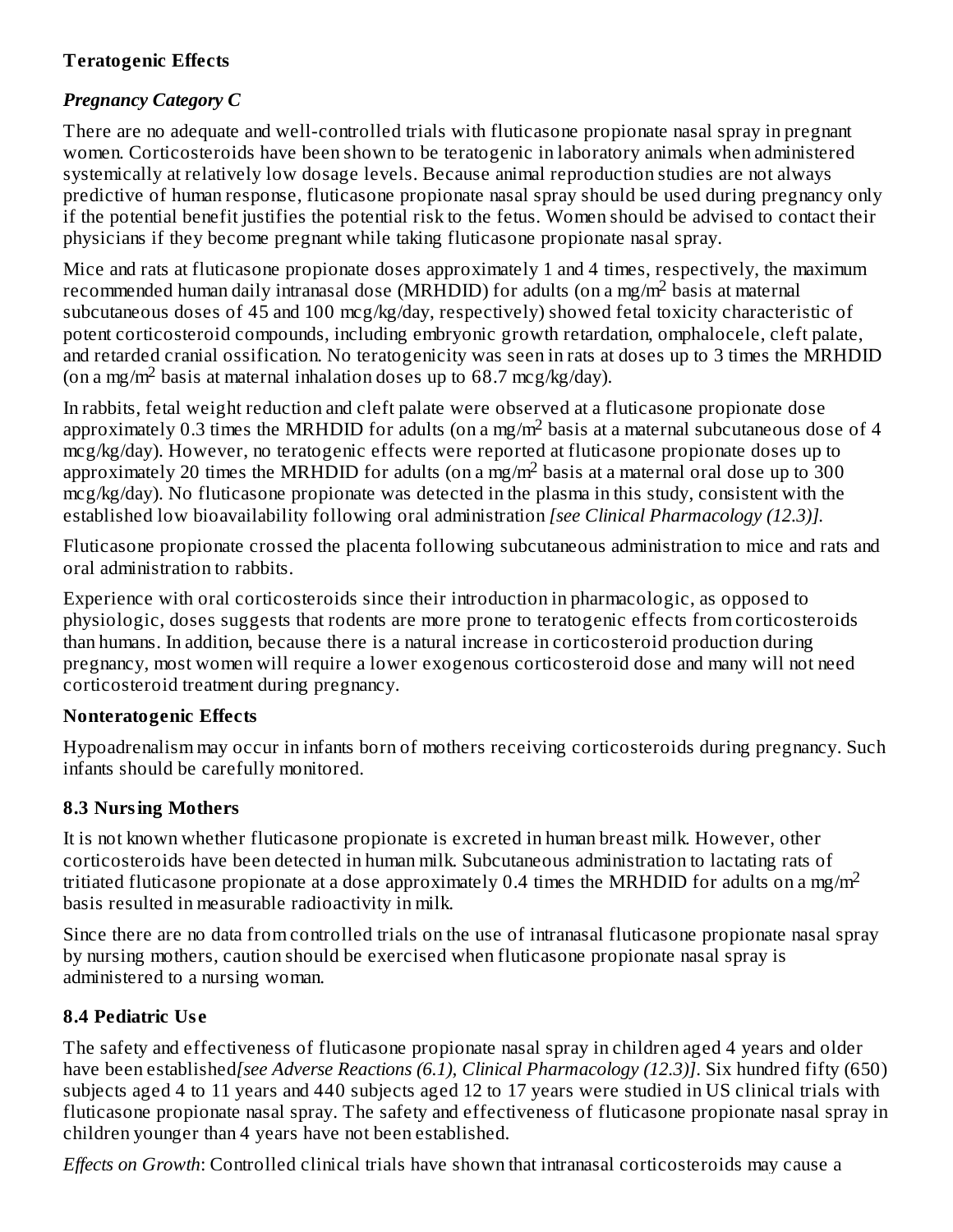**Teratogenic Effects**

***Pregnancy Category C***

There are no adequate and well-controlled trials with fluticasone propionate nasal spray in pregnant women. Corticosteroids have been shown to be teratogenic in laboratory animals when administered systemically at relatively low dosage levels. Because animal reproduction studies are not always predictive of human response, fluticasone propionate nasal spray should be used during pregnancy only if the potential benefit justifies the potential risk to the fetus. Women should be advised to contact their physicians if they become pregnant while taking fluticasone propionate nasal spray.

Mice and rats at fluticasone propionate doses approximately 1 and 4 times, respectively, the maximum recommended human daily intranasal dose (MRHDID) for adults (on a mg/m$^2$ basis at maternal subcutaneous doses of 45 and 100 mcg/kg/day, respectively) showed fetal toxicity characteristic of potent corticosteroid compounds, including embryonic growth retardation, omphalocele, cleft palate, and retarded cranial ossification. No teratogenicity was seen in rats at doses up to 3 times the MRHDID (on a mg/m$^2$ basis at maternal inhalation doses up to 68.7 mcg/kg/day).

In rabbits, fetal weight reduction and cleft palate were observed at a fluticasone propionate dose approximately 0.3 times the MRHDID for adults (on a mg/m$^2$ basis at a maternal subcutaneous dose of 4 mcg/kg/day). However, no teratogenic effects were reported at fluticasone propionate doses up to approximately 20 times the MRHDID for adults (on a mg/m$^2$ basis at a maternal oral dose up to 300 mcg/kg/day). No fluticasone propionate was detected in the plasma in this study, consistent with the established low bioavailability following oral administration *[see Clinical Pharmacology (12.3)].*

Fluticasone propionate crossed the placenta following subcutaneous administration to mice and rats and oral administration to rabbits.

Experience with oral corticosteroids since their introduction in pharmacologic, as opposed to physiologic, doses suggests that rodents are more prone to teratogenic effects from corticosteroids than humans. In addition, because there is a natural increase in corticosteroid production during pregnancy, most women will require a lower exogenous corticosteroid dose and many will not need corticosteroid treatment during pregnancy.

**Nonteratogenic Effects**

Hypoadrenalism may occur in infants born of mothers receiving corticosteroids during pregnancy. Such infants should be carefully monitored.

## 8.3 Nursing Mothers

It is not known whether fluticasone propionate is excreted in human breast milk. However, other corticosteroids have been detected in human milk. Subcutaneous administration to lactating rats of tritiated fluticasone propionate at a dose approximately 0.4 times the MRHDID for adults on a mg/m$^2$ basis resulted in measurable radioactivity in milk.

Since there are no data from controlled trials on the use of intranasal fluticasone propionate nasal spray by nursing mothers, caution should be exercised when fluticasone propionate nasal spray is administered to a nursing woman.

## 8.4 Pediatric Use

The safety and effectiveness of fluticasone propionate nasal spray in children aged 4 years and older have been established *[see Adverse Reactions (6.1), Clinical Pharmacology (12.3)]*. Six hundred fifty (650) subjects aged 4 to 11 years and 440 subjects aged 12 to 17 years were studied in US clinical trials with fluticasone propionate nasal spray. The safety and effectiveness of fluticasone propionate nasal spray in children younger than 4 years have not been established.

*Effects on Growth*: Controlled clinical trials have shown that intranasal corticosteroids may cause a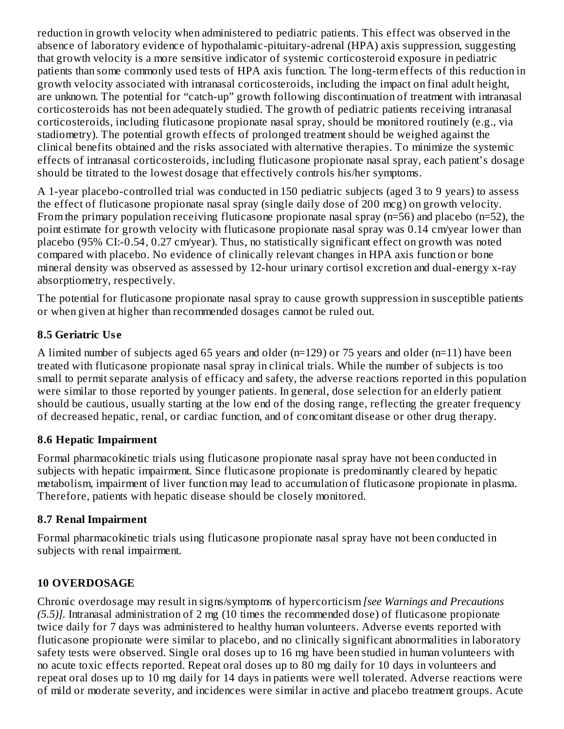reduction in growth velocity when administered to pediatric patients. This effect was observed in the absence of laboratory evidence of hypothalamic-pituitary-adrenal (HPA) axis suppression, suggesting that growth velocity is a more sensitive indicator of systemic corticosteroid exposure in pediatric patients than some commonly used tests of HPA axis function. The long-term effects of this reduction in growth velocity associated with intranasal corticosteroids, including the impact on final adult height, are unknown. The potential for "catch-up" growth following discontinuation of treatment with intranasal corticosteroids has not been adequately studied. The growth of pediatric patients receiving intranasal corticosteroids, including fluticasone propionate nasal spray, should be monitored routinely (e.g., via stadiometry). The potential growth effects of prolonged treatment should be weighed against the clinical benefits obtained and the risks associated with alternative therapies. To minimize the systemic effects of intranasal corticosteroids, including fluticasone propionate nasal spray, each patient's dosage should be titrated to the lowest dosage that effectively controls his/her symptoms.

A 1-year placebo-controlled trial was conducted in 150 pediatric subjects (aged 3 to 9 years) to assess the effect of fluticasone propionate nasal spray (single daily dose of 200 mcg) on growth velocity. From the primary population receiving fluticasone propionate nasal spray (n=56) and placebo (n=52), the point estimate for growth velocity with fluticasone propionate nasal spray was 0.14 cm/year lower than placebo (95% CI:-0.54, 0.27 cm/year). Thus, no statistically significant effect on growth was noted compared with placebo. No evidence of clinically relevant changes in HPA axis function or bone mineral density was observed as assessed by 12-hour urinary cortisol excretion and dual-energy x-ray absorptiometry, respectively.

The potential for fluticasone propionate nasal spray to cause growth suppression in susceptible patients or when given at higher than recommended dosages cannot be ruled out.

### 8.5 Geriatric Use

A limited number of subjects aged 65 years and older (n=129) or 75 years and older (n=11) have been treated with fluticasone propionate nasal spray in clinical trials. While the number of subjects is too small to permit separate analysis of efficacy and safety, the adverse reactions reported in this population were similar to those reported by younger patients. In general, dose selection for an elderly patient should be cautious, usually starting at the low end of the dosing range, reflecting the greater frequency of decreased hepatic, renal, or cardiac function, and of concomitant disease or other drug therapy.

### 8.6 Hepatic Impairment

Formal pharmacokinetic trials using fluticasone propionate nasal spray have not been conducted in subjects with hepatic impairment. Since fluticasone propionate is predominantly cleared by hepatic metabolism, impairment of liver function may lead to accumulation of fluticasone propionate in plasma. Therefore, patients with hepatic disease should be closely monitored.

### 8.7 Renal Impairment

Formal pharmacokinetic trials using fluticasone propionate nasal spray have not been conducted in subjects with renal impairment.

## 10 OVERDOSAGE

Chronic overdosage may result in signs/symptoms of hypercorticism *[see Warnings and Precautions (5.5)]*. Intranasal administration of 2 mg (10 times the recommended dose) of fluticasone propionate twice daily for 7 days was administered to healthy human volunteers. Adverse events reported with fluticasone propionate were similar to placebo, and no clinically significant abnormalities in laboratory safety tests were observed. Single oral doses up to 16 mg have been studied in human volunteers with no acute toxic effects reported. Repeat oral doses up to 80 mg daily for 10 days in volunteers and repeat oral doses up to 10 mg daily for 14 days in patients were well tolerated. Adverse reactions were of mild or moderate severity, and incidences were similar in active and placebo treatment groups. Acute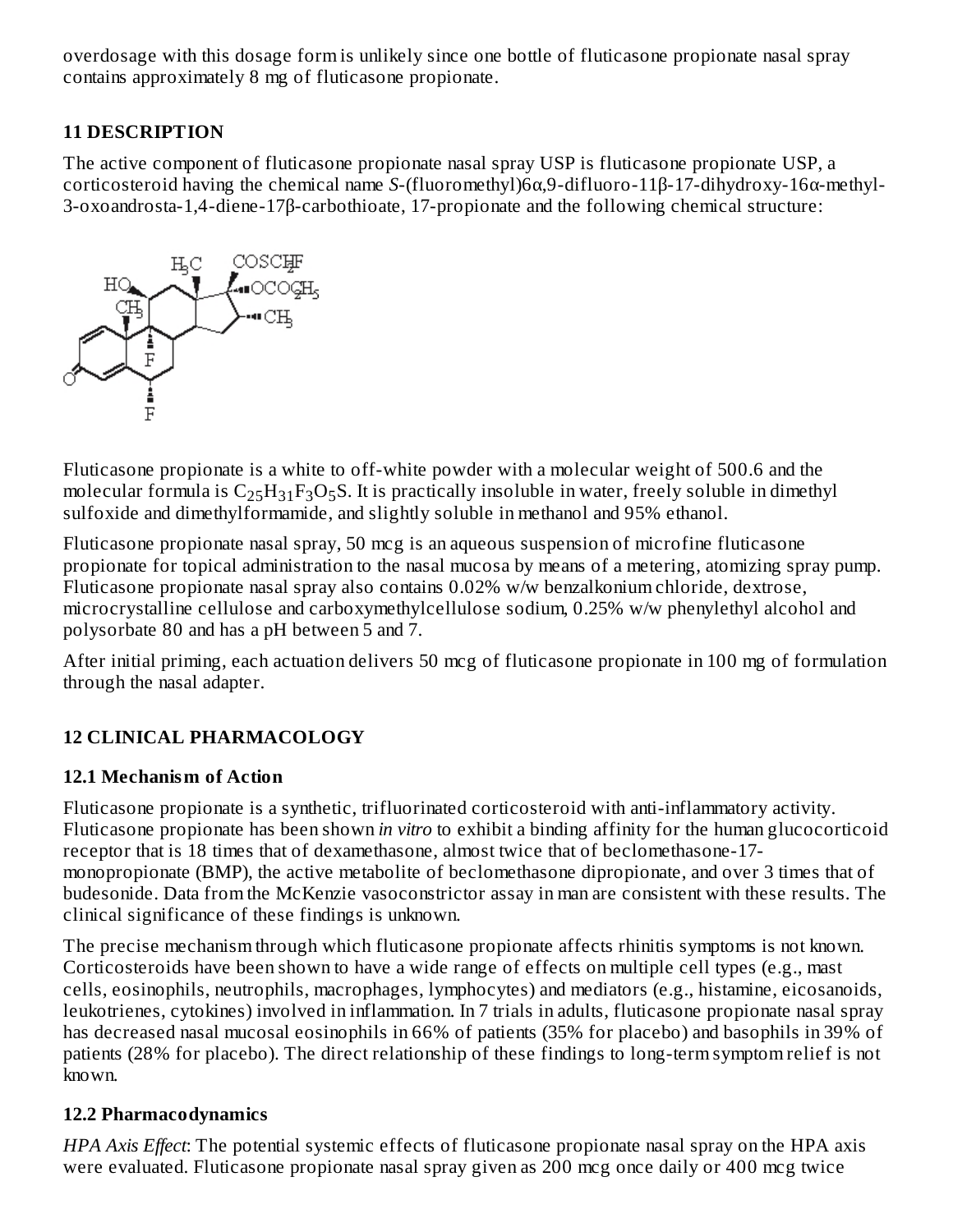overdosage with this dosage form is unlikely since one bottle of fluticasone propionate nasal spray contains approximately 8 mg of fluticasone propionate.

## 11 DESCRIPTION

The active component of fluticasone propionate nasal spray USP is fluticasone propionate USP, a corticosteroid having the chemical name *S*-(fluoromethyl)6α,9-difluoro-11β-17-dihydroxy-16α-methyl-3-oxoandrosta-1,4-diene-17β-carbothioate, 17-propionate and the following chemical structure:

Fluticasone propionate is a white to off-white powder with a molecular weight of 500.6 and the molecular formula is $C_{25}H_{31}F_3O_5S$. It is practically insoluble in water, freely soluble in dimethyl sulfoxide and dimethylformamide, and slightly soluble in methanol and 95% ethanol.

Fluticasone propionate nasal spray, 50 mcg is an aqueous suspension of microfine fluticasone propionate for topical administration to the nasal mucosa by means of a metering, atomizing spray pump. Fluticasone propionate nasal spray also contains 0.02% w/w benzalkonium chloride, dextrose, microcrystalline cellulose and carboxymethylcellulose sodium, 0.25% w/w phenylethyl alcohol and polysorbate 80 and has a pH between 5 and 7.

After initial priming, each actuation delivers 50 mcg of fluticasone propionate in 100 mg of formulation through the nasal adapter.

## 12 CLINICAL PHARMACOLOGY

### 12.1 Mechanism of Action

Fluticasone propionate is a synthetic, trifluorinated corticosteroid with anti-inflammatory activity. Fluticasone propionate has been shown *in vitro* to exhibit a binding affinity for the human glucocorticoid receptor that is 18 times that of dexamethasone, almost twice that of beclomethasone-17-monopropionate (BMP), the active metabolite of beclomethasone dipropionate, and over 3 times that of budesonide. Data from the McKenzie vasoconstrictor assay in man are consistent with these results. The clinical significance of these findings is unknown.

The precise mechanism through which fluticasone propionate affects rhinitis symptoms is not known. Corticosteroids have been shown to have a wide range of effects on multiple cell types (e.g., mast cells, eosinophils, neutrophils, macrophages, lymphocytes) and mediators (e.g., histamine, eicosanoids, leukotrienes, cytokines) involved in inflammation. In 7 trials in adults, fluticasone propionate nasal spray has decreased nasal mucosal eosinophils in 66% of patients (35% for placebo) and basophils in 39% of patients (28% for placebo). The direct relationship of these findings to long-term symptom relief is not known.

### 12.2 Pharmacodynamics

*HPA Axis Effect*: The potential systemic effects of fluticasone propionate nasal spray on the HPA axis were evaluated. Fluticasone propionate nasal spray given as 200 mcg once daily or 400 mcg twice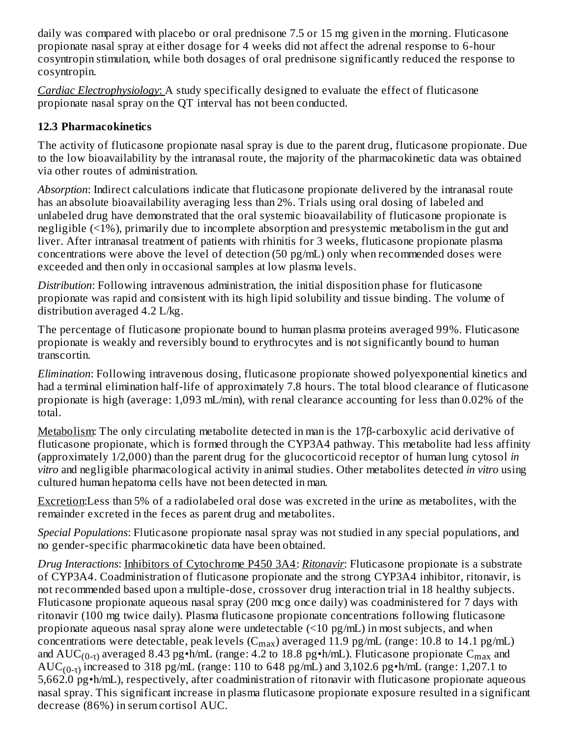daily was compared with placebo or oral prednisone 7.5 or 15 mg given in the morning. Fluticasone propionate nasal spray at either dosage for 4 weeks did not affect the adrenal response to 6-hour cosyntropin stimulation, while both dosages of oral prednisone significantly reduced the response to cosyntropin.

*Cardiac Electrophysiology*: A study specifically designed to evaluate the effect of fluticasone propionate nasal spray on the QT interval has not been conducted.

### 12.3 Pharmacokinetics

The activity of fluticasone propionate nasal spray is due to the parent drug, fluticasone propionate. Due to the low bioavailability by the intranasal route, the majority of the pharmacokinetic data was obtained via other routes of administration.

*Absorption*: Indirect calculations indicate that fluticasone propionate delivered by the intranasal route has an absolute bioavailability averaging less than 2%. Trials using oral dosing of labeled and unlabeled drug have demonstrated that the oral systemic bioavailability of fluticasone propionate is negligible (<1%), primarily due to incomplete absorption and presystemic metabolism in the gut and liver. After intranasal treatment of patients with rhinitis for 3 weeks, fluticasone propionate plasma concentrations were above the level of detection (50 pg/mL) only when recommended doses were exceeded and then only in occasional samples at low plasma levels.

*Distribution*: Following intravenous administration, the initial disposition phase for fluticasone propionate was rapid and consistent with its high lipid solubility and tissue binding. The volume of distribution averaged 4.2 L/kg.

The percentage of fluticasone propionate bound to human plasma proteins averaged 99%. Fluticasone propionate is weakly and reversibly bound to erythrocytes and is not significantly bound to human transcortin.

*Elimination*: Following intravenous dosing, fluticasone propionate showed polyexponential kinetics and had a terminal elimination half-life of approximately 7.8 hours. The total blood clearance of fluticasone propionate is high (average: 1,093 mL/min), with renal clearance accounting for less than 0.02% of the total.

Metabolism: The only circulating metabolite detected in man is the 17β-carboxylic acid derivative of fluticasone propionate, which is formed through the CYP3A4 pathway. This metabolite had less affinity (approximately 1/2,000) than the parent drug for the glucocorticoid receptor of human lung cytosol *in vitro* and negligible pharmacological activity in animal studies. Other metabolites detected *in vitro* using cultured human hepatoma cells have not been detected in man.

Excretion:Less than 5% of a radiolabeled oral dose was excreted in the urine as metabolites, with the remainder excreted in the feces as parent drug and metabolites.

*Special Populations*: Fluticasone propionate nasal spray was not studied in any special populations, and no gender-specific pharmacokinetic data have been obtained.

*Drug Interactions*: Inhibitors of Cytochrome P450 3A4: *Ritonavir*: Fluticasone propionate is a substrate of CYP3A4. Coadministration of fluticasone propionate and the strong CYP3A4 inhibitor, ritonavir, is not recommended based upon a multiple-dose, crossover drug interaction trial in 18 healthy subjects. Fluticasone propionate aqueous nasal spray (200 mcg once daily) was coadministered for 7 days with ritonavir (100 mg twice daily). Plasma fluticasone propionate concentrations following fluticasone propionate aqueous nasal spray alone were undetectable (<10 pg/mL) in most subjects, and when concentrations were detectable, peak levels ($C_{max}$) averaged 11.9 pg/mL (range: 10.8 to 14.1 pg/mL) and $AUC_{(0-\tau)}$ averaged 8.43 pg•h/mL (range: 4.2 to 18.8 pg•h/mL). Fluticasone propionate $C_{max}$ and $AUC_{(0-\tau)}$ increased to 318 pg/mL (range: 110 to 648 pg/mL) and 3,102.6 pg•h/mL (range: 1,207.1 to 5,662.0 pg•h/mL), respectively, after coadministration of ritonavir with fluticasone propionate aqueous nasal spray. This significant increase in plasma fluticasone propionate exposure resulted in a significant decrease (86%) in serum cortisol AUC.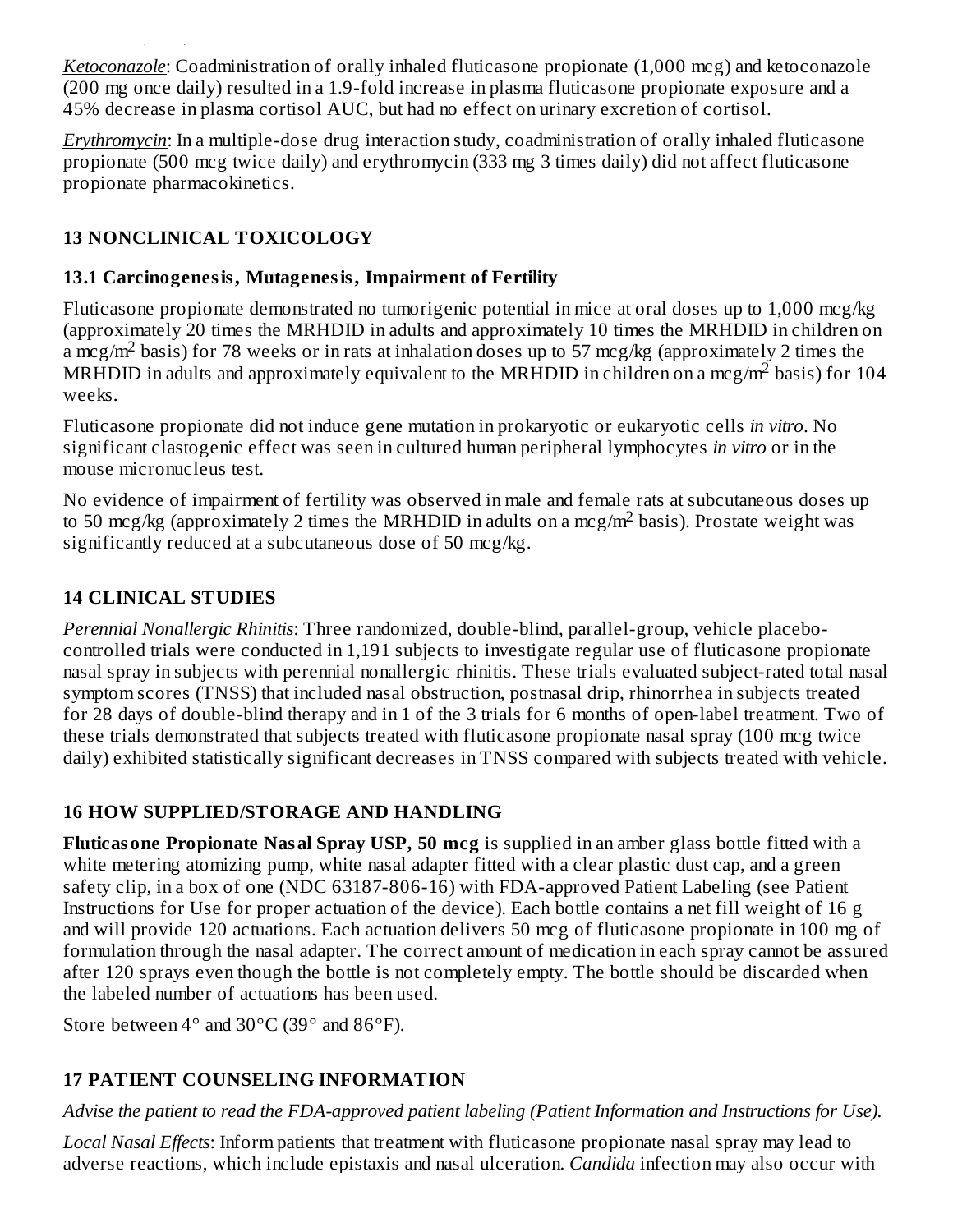*Ketoconazole*: Coadministration of orally inhaled fluticasone propionate (1,000 mcg) and ketoconazole (200 mg once daily) resulted in a 1.9-fold increase in plasma fluticasone propionate exposure and a 45% decrease in plasma cortisol AUC, but had no effect on urinary excretion of cortisol.

*Erythromycin*: In a multiple-dose drug interaction study, coadministration of orally inhaled fluticasone propionate (500 mcg twice daily) and erythromycin (333 mg 3 times daily) did not affect fluticasone propionate pharmacokinetics.

## 13 NONCLINICAL TOXICOLOGY

### 13.1 Carcinogenesis, Mutagenesis, Impairment of Fertility

Fluticasone propionate demonstrated no tumorigenic potential in mice at oral doses up to 1,000 mcg/kg (approximately 20 times the MRHDID in adults and approximately 10 times the MRHDID in children on a mcg/m$^2$ basis) for 78 weeks or in rats at inhalation doses up to 57 mcg/kg (approximately 2 times the MRHDID in adults and approximately equivalent to the MRHDID in children on a mcg/m$^2$ basis) for 104 weeks.

Fluticasone propionate did not induce gene mutation in prokaryotic or eukaryotic cells *in vitro*. No significant clastogenic effect was seen in cultured human peripheral lymphocytes *in vitro* or in the mouse micronucleus test.

No evidence of impairment of fertility was observed in male and female rats at subcutaneous doses up to 50 mcg/kg (approximately 2 times the MRHDID in adults on a mcg/m$^2$ basis). Prostate weight was significantly reduced at a subcutaneous dose of 50 mcg/kg.

## 14 CLINICAL STUDIES

*Perennial Nonallergic Rhinitis*: Three randomized, double-blind, parallel-group, vehicle placebo-controlled trials were conducted in 1,191 subjects to investigate regular use of fluticasone propionate nasal spray in subjects with perennial nonallergic rhinitis. These trials evaluated subject-rated total nasal symptom scores (TNSS) that included nasal obstruction, postnasal drip, rhinorrhea in subjects treated for 28 days of double-blind therapy and in 1 of the 3 trials for 6 months of open-label treatment. Two of these trials demonstrated that subjects treated with fluticasone propionate nasal spray (100 mcg twice daily) exhibited statistically significant decreases in TNSS compared with subjects treated with vehicle.

## 16 HOW SUPPLIED/STORAGE AND HANDLING

**Fluticasone Propionate Nasal Spray USP, 50 mcg** is supplied in an amber glass bottle fitted with a white metering atomizing pump, white nasal adapter fitted with a clear plastic dust cap, and a green safety clip, in a box of one (NDC 63187-806-16) with FDA-approved Patient Labeling (see Patient Instructions for Use for proper actuation of the device). Each bottle contains a net fill weight of 16 g and will provide 120 actuations. Each actuation delivers 50 mcg of fluticasone propionate in 100 mg of formulation through the nasal adapter. The correct amount of medication in each spray cannot be assured after 120 sprays even though the bottle is not completely empty. The bottle should be discarded when the labeled number of actuations has been used.

Store between 4° and 30°C (39° and 86°F).

## 17 PATIENT COUNSELING INFORMATION

*Advise the patient to read the FDA-approved patient labeling (Patient Information and Instructions for Use).*

*Local Nasal Effects*: Inform patients that treatment with fluticasone propionate nasal spray may lead to adverse reactions, which include epistaxis and nasal ulceration. *Candida* infection may also occur with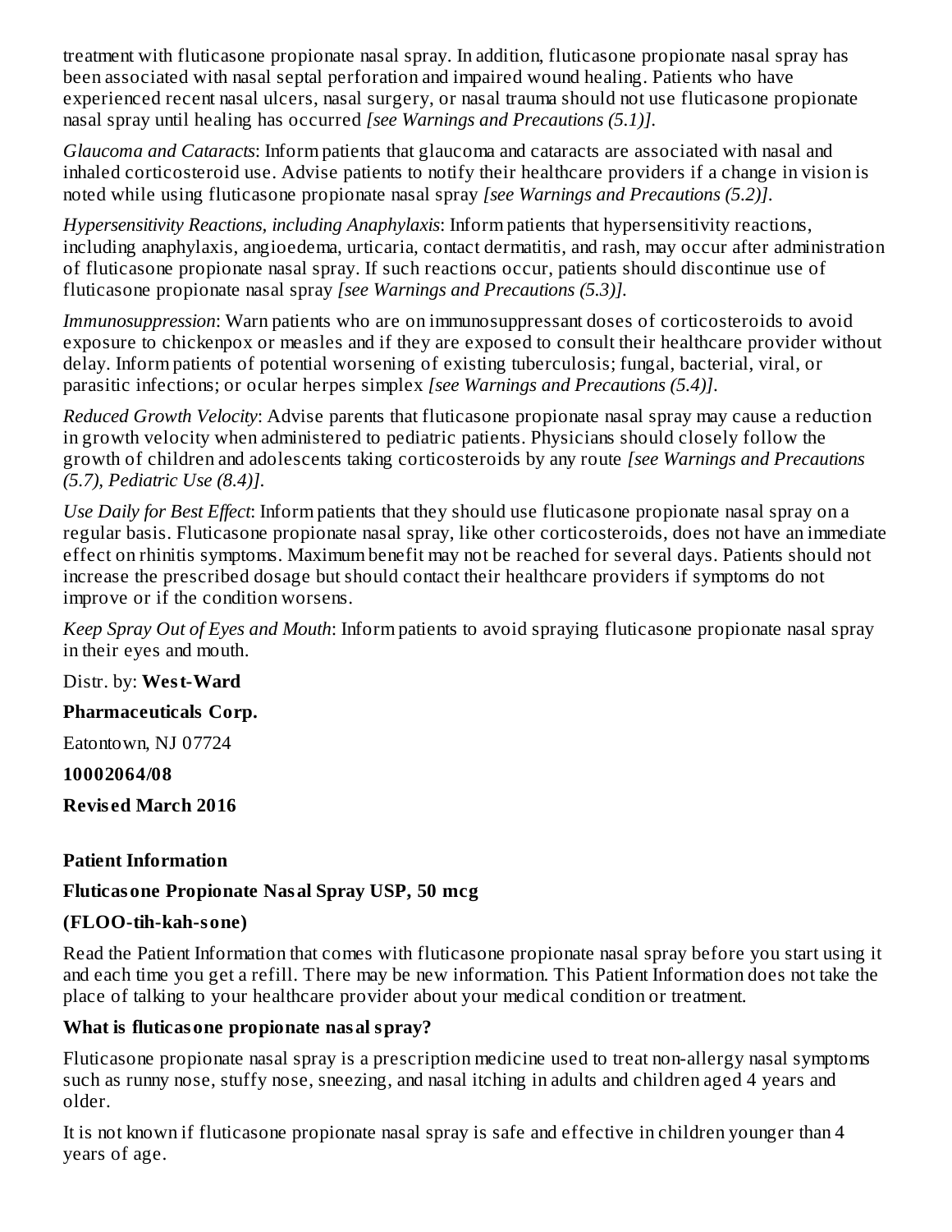treatment with fluticasone propionate nasal spray. In addition, fluticasone propionate nasal spray has been associated with nasal septal perforation and impaired wound healing. Patients who have experienced recent nasal ulcers, nasal surgery, or nasal trauma should not use fluticasone propionate nasal spray until healing has occurred *[see Warnings and Precautions (5.1)]*.

*Glaucoma and Cataracts*: Inform patients that glaucoma and cataracts are associated with nasal and inhaled corticosteroid use. Advise patients to notify their healthcare providers if a change in vision is noted while using fluticasone propionate nasal spray *[see Warnings and Precautions (5.2)]*.

*Hypersensitivity Reactions, including Anaphylaxis*: Inform patients that hypersensitivity reactions, including anaphylaxis, angioedema, urticaria, contact dermatitis, and rash, may occur after administration of fluticasone propionate nasal spray. If such reactions occur, patients should discontinue use of fluticasone propionate nasal spray *[see Warnings and Precautions (5.3)]*.

*Immunosuppression*: Warn patients who are on immunosuppressant doses of corticosteroids to avoid exposure to chickenpox or measles and if they are exposed to consult their healthcare provider without delay. Inform patients of potential worsening of existing tuberculosis; fungal, bacterial, viral, or parasitic infections; or ocular herpes simplex *[see Warnings and Precautions (5.4)]*.

*Reduced Growth Velocity*: Advise parents that fluticasone propionate nasal spray may cause a reduction in growth velocity when administered to pediatric patients. Physicians should closely follow the growth of children and adolescents taking corticosteroids by any route *[see Warnings and Precautions (5.7), Pediatric Use (8.4)]*.

*Use Daily for Best Effect*: Inform patients that they should use fluticasone propionate nasal spray on a regular basis. Fluticasone propionate nasal spray, like other corticosteroids, does not have an immediate effect on rhinitis symptoms. Maximum benefit may not be reached for several days. Patients should not increase the prescribed dosage but should contact their healthcare providers if symptoms do not improve or if the condition worsens.

*Keep Spray Out of Eyes and Mouth*: Inform patients to avoid spraying fluticasone propionate nasal spray in their eyes and mouth.

Distr. by: **West-Ward**

**Pharmaceuticals Corp.**

Eatontown, NJ 07724

**10002064/08**

**Revised March 2016**

**Patient Information**

**Fluticasone Propionate Nasal Spray USP, 50 mcg**

**(FLOO-tih-kah-sone)**

Read the Patient Information that comes with fluticasone propionate nasal spray before you start using it and each time you get a refill. There may be new information. This Patient Information does not take the place of talking to your healthcare provider about your medical condition or treatment.

**What is fluticasone propionate nasal spray?**

Fluticasone propionate nasal spray is a prescription medicine used to treat non-allergy nasal symptoms such as runny nose, stuffy nose, sneezing, and nasal itching in adults and children aged 4 years and older.

It is not known if fluticasone propionate nasal spray is safe and effective in children younger than 4 years of age.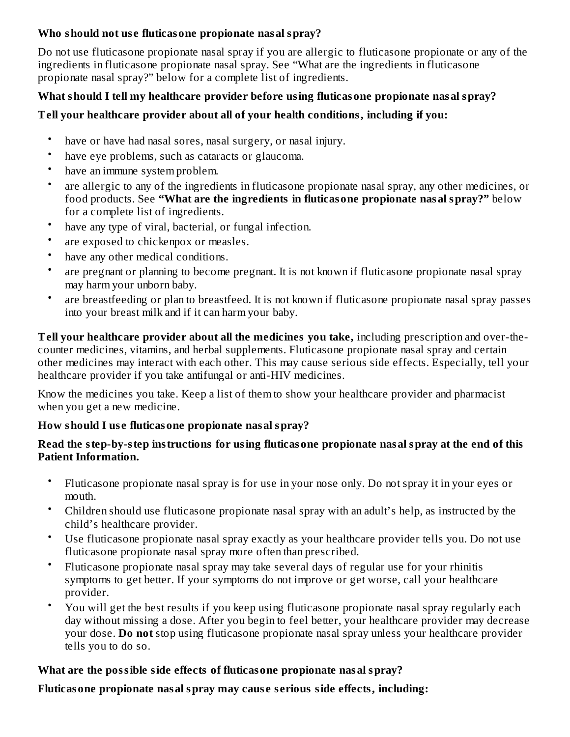**Who should not use fluticasone propionate nasal spray?**

Do not use fluticasone propionate nasal spray if you are allergic to fluticasone propionate or any of the ingredients in fluticasone propionate nasal spray. See "What are the ingredients in fluticasone propionate nasal spray?" below for a complete list of ingredients.

**What should I tell my healthcare provider before using fluticasone propionate nasal spray?**

**Tell your healthcare provider about all of your health conditions, including if you:**

- have or have had nasal sores, nasal surgery, or nasal injury.
- have eye problems, such as cataracts or glaucoma.
- have an immune system problem.
- are allergic to any of the ingredients in fluticasone propionate nasal spray, any other medicines, or food products. See **"What are the ingredients in fluticasone propionate nasal spray?"** below for a complete list of ingredients.
- have any type of viral, bacterial, or fungal infection.
- are exposed to chickenpox or measles.
- have any other medical conditions.
- are pregnant or planning to become pregnant. It is not known if fluticasone propionate nasal spray may harm your unborn baby.
- are breastfeeding or plan to breastfeed. It is not known if fluticasone propionate nasal spray passes into your breast milk and if it can harm your baby.

**Tell your healthcare provider about all the medicines you take,** including prescription and over-the-counter medicines, vitamins, and herbal supplements. Fluticasone propionate nasal spray and certain other medicines may interact with each other. This may cause serious side effects. Especially, tell your healthcare provider if you take antifungal or anti-HIV medicines.

Know the medicines you take. Keep a list of them to show your healthcare provider and pharmacist when you get a new medicine.

**How should I use fluticasone propionate nasal spray?**

**Read the step-by-step instructions for using fluticasone propionate nasal spray at the end of this Patient Information.**

- Fluticasone propionate nasal spray is for use in your nose only. Do not spray it in your eyes or mouth.
- Children should use fluticasone propionate nasal spray with an adult's help, as instructed by the child's healthcare provider.
- Use fluticasone propionate nasal spray exactly as your healthcare provider tells you. Do not use fluticasone propionate nasal spray more often than prescribed.
- Fluticasone propionate nasal spray may take several days of regular use for your rhinitis symptoms to get better. If your symptoms do not improve or get worse, call your healthcare provider.
- You will get the best results if you keep using fluticasone propionate nasal spray regularly each day without missing a dose. After you begin to feel better, your healthcare provider may decrease your dose. **Do not** stop using fluticasone propionate nasal spray unless your healthcare provider tells you to do so.

**What are the possible side effects of fluticasone propionate nasal spray?**

**Fluticasone propionate nasal spray may cause serious side effects, including:**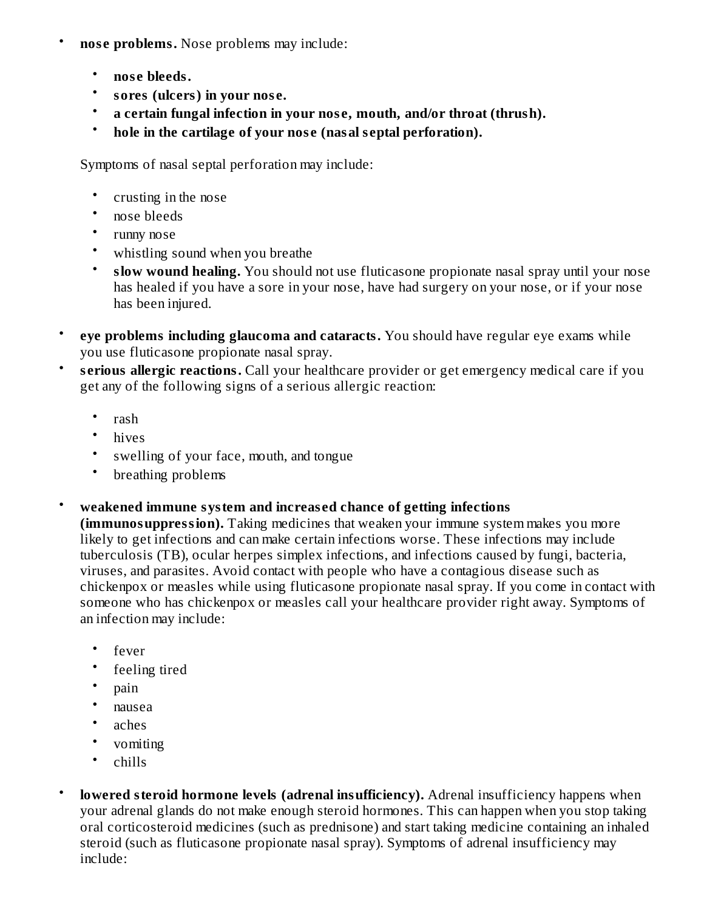- **nose problems.** Nose problems may include:
    - **nose bleeds.**
    - **sores (ulcers) in your nose.**
    - **a certain fungal infection in your nose, mouth, and/or throat (thrush).**
    - **hole in the cartilage of your nose (nasal septal perforation).**

  Symptoms of nasal septal perforation may include:

    - crusting in the nose
    - nose bleeds
    - runny nose
    - whistling sound when you breathe
    - **slow wound healing.** You should not use fluticasone propionate nasal spray until your nose has healed if you have a sore in your nose, have had surgery on your nose, or if your nose has been injured.

- **eye problems including glaucoma and cataracts.** You should have regular eye exams while you use fluticasone propionate nasal spray.
- **serious allergic reactions.** Call your healthcare provider or get emergency medical care if you get any of the following signs of a serious allergic reaction:
    - rash
    - hives
    - swelling of your face, mouth, and tongue
    - breathing problems

- **weakened immune system and increased chance of getting infections (immunosuppression).** Taking medicines that weaken your immune system makes you more likely to get infections and can make certain infections worse. These infections may include tuberculosis (TB), ocular herpes simplex infections, and infections caused by fungi, bacteria, viruses, and parasites. Avoid contact with people who have a contagious disease such as chickenpox or measles while using fluticasone propionate nasal spray. If you come in contact with someone who has chickenpox or measles call your healthcare provider right away. Symptoms of an infection may include:
    - fever
    - feeling tired
    - pain
    - nausea
    - aches
    - vomiting
    - chills

- **lowered steroid hormone levels (adrenal insufficiency).** Adrenal insufficiency happens when your adrenal glands do not make enough steroid hormones. This can happen when you stop taking oral corticosteroid medicines (such as prednisone) and start taking medicine containing an inhaled steroid (such as fluticasone propionate nasal spray). Symptoms of adrenal insufficiency may include: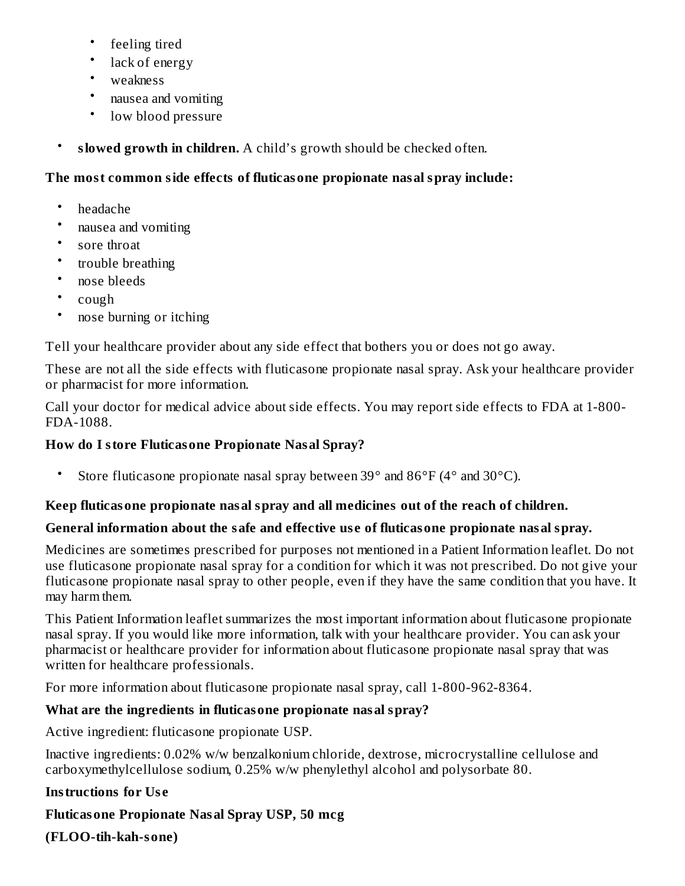- feeling tired
   - lack of energy
   - weakness
   - nausea and vomiting
   - low blood pressure

- **slowed growth in children.** A child's growth should be checked often.

**The most common side effects of fluticasone propionate nasal spray include:**

- headache
- nausea and vomiting
- sore throat
- trouble breathing
- nose bleeds
- cough
- nose burning or itching

Tell your healthcare provider about any side effect that bothers you or does not go away.

These are not all the side effects with fluticasone propionate nasal spray. Ask your healthcare provider or pharmacist for more information.

Call your doctor for medical advice about side effects. You may report side effects to FDA at 1-800-FDA-1088.

**How do I store Fluticasone Propionate Nasal Spray?**

- Store fluticasone propionate nasal spray between 39° and 86°F (4° and 30°C).

**Keep fluticasone propionate nasal spray and all medicines out of the reach of children.**

**General information about the safe and effective use of fluticasone propionate nasal spray.**

Medicines are sometimes prescribed for purposes not mentioned in a Patient Information leaflet. Do not use fluticasone propionate nasal spray for a condition for which it was not prescribed. Do not give your fluticasone propionate nasal spray to other people, even if they have the same condition that you have. It may harm them.

This Patient Information leaflet summarizes the most important information about fluticasone propionate nasal spray. If you would like more information, talk with your healthcare provider. You can ask your pharmacist or healthcare provider for information about fluticasone propionate nasal spray that was written for healthcare professionals.

For more information about fluticasone propionate nasal spray, call 1-800-962-8364.

**What are the ingredients in fluticasone propionate nasal spray?**

Active ingredient: fluticasone propionate USP.

Inactive ingredients: 0.02% w/w benzalkonium chloride, dextrose, microcrystalline cellulose and carboxymethylcellulose sodium, 0.25% w/w phenylethyl alcohol and polysorbate 80.

**Instructions for Use**

**Fluticasone Propionate Nasal Spray USP, 50 mcg**

**(FLOO-tih-kah-sone)**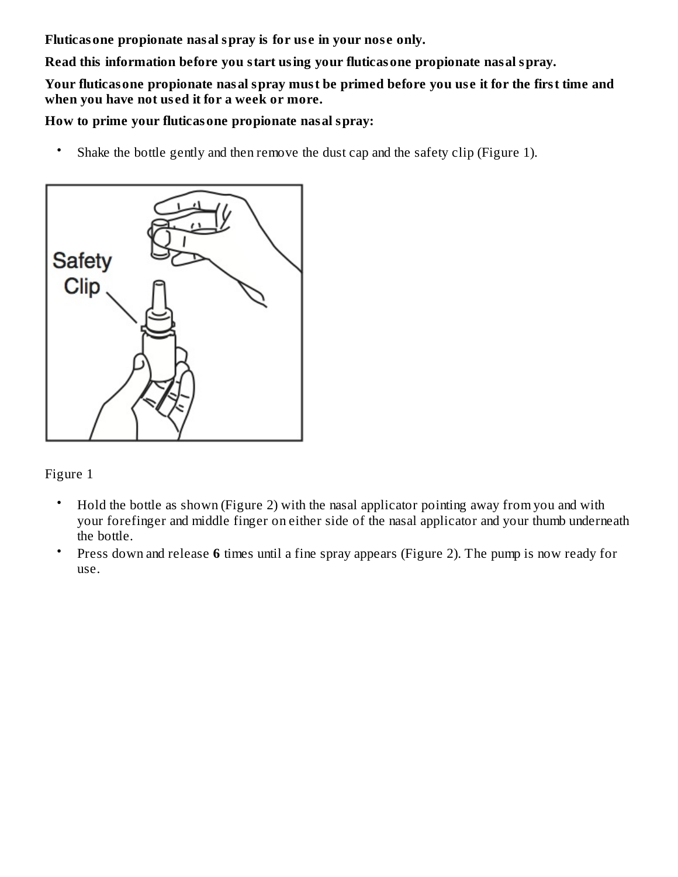**Fluticasone propionate nasal spray is for use in your nose only.**

**Read this information before you start using your fluticasone propionate nasal spray.**

**Your fluticasone propionate nasal spray must be primed before you use it for the first time and when you have not used it for a week or more.**

**How to prime your fluticasone propionate nasal spray:**

- Shake the bottle gently and then remove the dust cap and the safety clip (Figure 1).

Figure 1

- Hold the bottle as shown (Figure 2) with the nasal applicator pointing away from you and with your forefinger and middle finger on either side of the nasal applicator and your thumb underneath the bottle.
- Press down and release **6** times until a fine spray appears (Figure 2). The pump is now ready for use.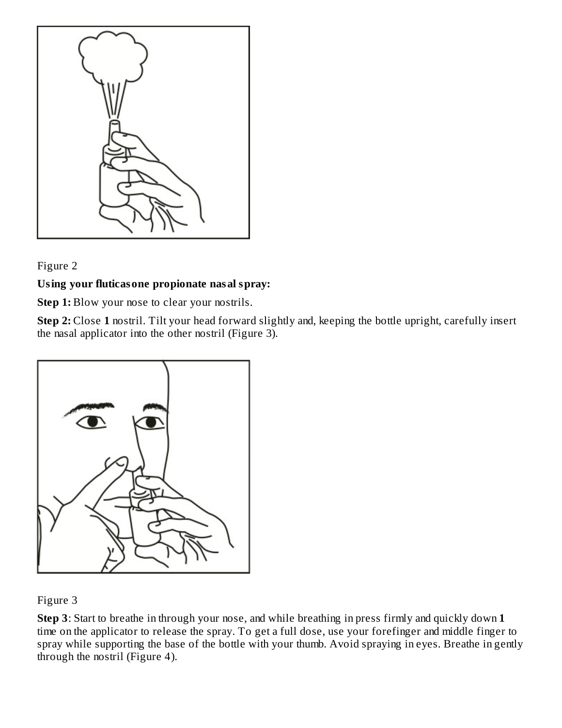Figure 2

**Using your fluticasone propionate nasal spray:**

**Step 1:** Blow your nose to clear your nostrils.

**Step 2:** Close **1** nostril. Tilt your head forward slightly and, keeping the bottle upright, carefully insert the nasal applicator into the other nostril (Figure 3).

Figure 3

**Step 3**: Start to breathe in through your nose, and while breathing in press firmly and quickly down **1** time on the applicator to release the spray. To get a full dose, use your forefinger and middle finger to spray while supporting the base of the bottle with your thumb. Avoid spraying in eyes. Breathe in gently through the nostril (Figure 4).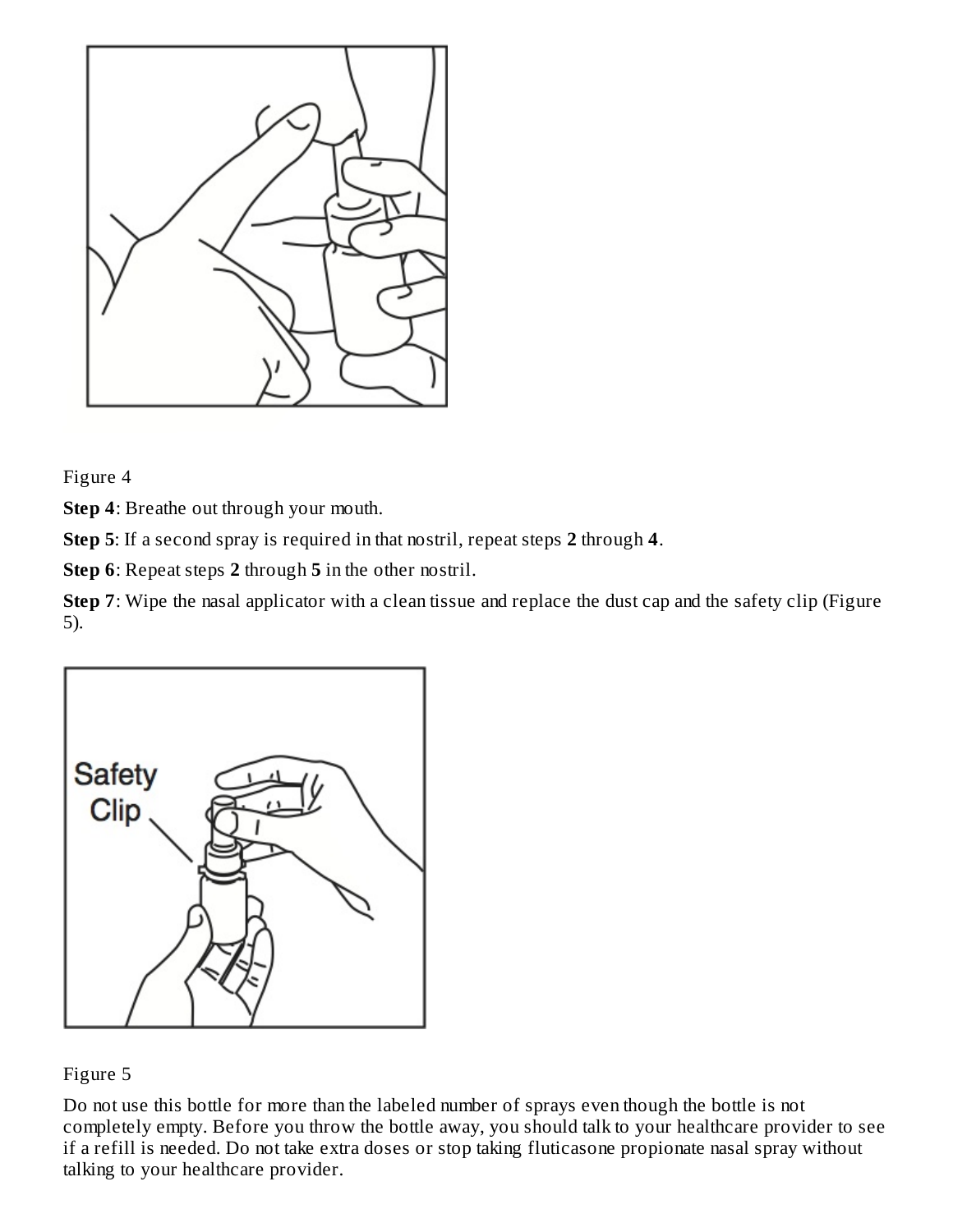Figure 4

**Step 4**: Breathe out through your mouth.

**Step 5**: If a second spray is required in that nostril, repeat steps **2** through **4**.

**Step 6**: Repeat steps **2** through **5** in the other nostril.

**Step 7**: Wipe the nasal applicator with a clean tissue and replace the dust cap and the safety clip (Figure 5).

Figure 5

Do not use this bottle for more than the labeled number of sprays even though the bottle is not completely empty. Before you throw the bottle away, you should talk to your healthcare provider to see if a refill is needed. Do not take extra doses or stop taking fluticasone propionate nasal spray without talking to your healthcare provider.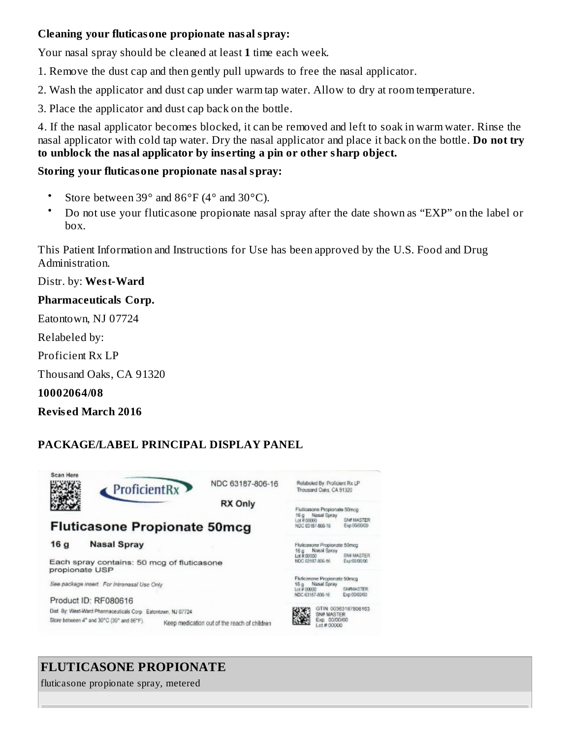**Cleaning your fluticasone propionate nasal spray:**

Your nasal spray should be cleaned at least **1** time each week.

1. Remove the dust cap and then gently pull upwards to free the nasal applicator.
2. Wash the applicator and dust cap under warm tap water. Allow to dry at room temperature.
3. Place the applicator and dust cap back on the bottle.
4. If the nasal applicator becomes blocked, it can be removed and left to soak in warm water. Rinse the nasal applicator with cold tap water. Dry the nasal applicator and place it back on the bottle. **Do not try to unblock the nasal applicator by inserting a pin or other sharp object.**

**Storing your fluticasone propionate nasal spray:**

- Store between 39° and 86°F (4° and 30°C).
- Do not use your fluticasone propionate nasal spray after the date shown as "EXP" on the label or box.

This Patient Information and Instructions for Use has been approved by the U.S. Food and Drug Administration.

Distr. by: **West-Ward**

**Pharmaceuticals Corp.**

Eatontown, NJ 07724

Relabeled by:

Proficient Rx LP

Thousand Oaks, CA 91320

**10002064/08**

**Revised March 2016**

**PACKAGE/LABEL PRINCIPAL DISPLAY PANEL**

Scan Here

ProficientRx

NDC 63187-806-16

RX Only

**Fluticasone Propionate 50mcg**

**16 g Nasal Spray**

Each spray contains: 50 mcg of fluticasone propionate USP

*See package insert. For Intranasal Use Only*

Product ID: RF080616

Dist. By: West-Ward Pharmaceuticals Corp. Eatontown, NJ 07724

Store between 4° and 30°C (39° and 86°F).

Keep medication out of the reach of children

Relabeled By: Proficient Rx LP
Thousand Oaks, CA 91320

Fluticasone Propionate 50mcg
16 g Nasal Spray
Lot #:00000 SN# MASTER
NDC 63187-806-16 Exp:00/00/00

Fluticasone Propionate 50mcg
16 g Nasal Spray
Lot #:00000 SN# MASTER
NDC 63187-806-16 Exp:00/00/00

Fluticasone Propionate 50mcg
16 g Nasal Spray
Lot #:00000 SN#MASTER
NDC 63187-806-16 Exp:00/00/00

GTIN: 00363187806163
SN# MASTER
Exp: 00/00/00
Lot # 00000

## FLUTICASONE PROPIONATE

fluticasone propionate spray, metered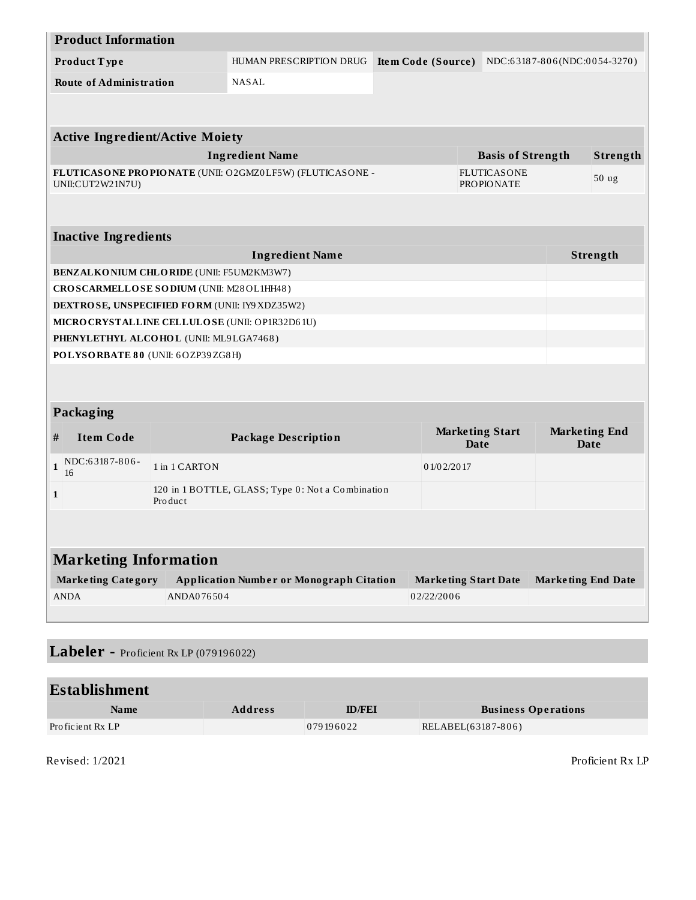| Product Information | | | |
|---|---|---|---|
| **Product Type** | HUMAN PRESCRIPTION DRUG | **Item Code (Source)** | NDC:63187-806(NDC:0054-3270) |
| **Route of Administration** | NASAL | | |

| Active Ingredient/Active Moiety | | |
|---|---|---|
| **Ingredient Name** | **Basis of Strength** | **Strength** |
| **FLUTICASONE PROPIONATE** (UNII: O2GMZ0LF5W) (FLUTICASONE - UNII:CUT2W21N7U) | FLUTICASONE PROPIONATE | 50 ug |

| Inactive Ingredients | |
|---|---|
| **Ingredient Name** | **Strength** |
| **BENZALKONIUM CHLORIDE** (UNII: F5UM2KM3W7) | |
| **CROSCARMELLOSE SODIUM** (UNII: M28OL1HH48) | |
| **DEXTROSE, UNSPECIFIED FORM** (UNII: IY9XDZ35W2) | |
| **MICROCRYSTALLINE CELLULOSE** (UNII: OP1R32D61U) | |
| **PHENYLETHYL ALCOHOL** (UNII: ML9LGA7468) | |
| **POLYSORBATE 80** (UNII: 6OZP39ZG8H) | |

| Packaging | | | | |
|---|---|---|---|---|
| **#** | **Item Code** | **Package Description** | **Marketing Start Date** | **Marketing End Date** |
| 1 | NDC:63187-806-16 | 1 in 1 CARTON | 01/02/2017 | |
| 1 | | 120 in 1 BOTTLE, GLASS; Type 0: Not a Combination Product | | |

| Marketing Information | | | |
|---|---|---|---|
| **Marketing Category** | **Application Number or Monograph Citation** | **Marketing Start Date** | **Marketing End Date** |
| ANDA | ANDA076504 | 02/22/2006 | |

## Labeler - Proficient Rx LP (079196022)

| Establishment | | | |
|---|---|---|---|
| **Name** | **Address** | **ID/FEI** | **Business Operations** |
| Proficient Rx LP | | 079196022 | RELABEL(63187-806) |

Revised: 1/2021

Proficient Rx LP